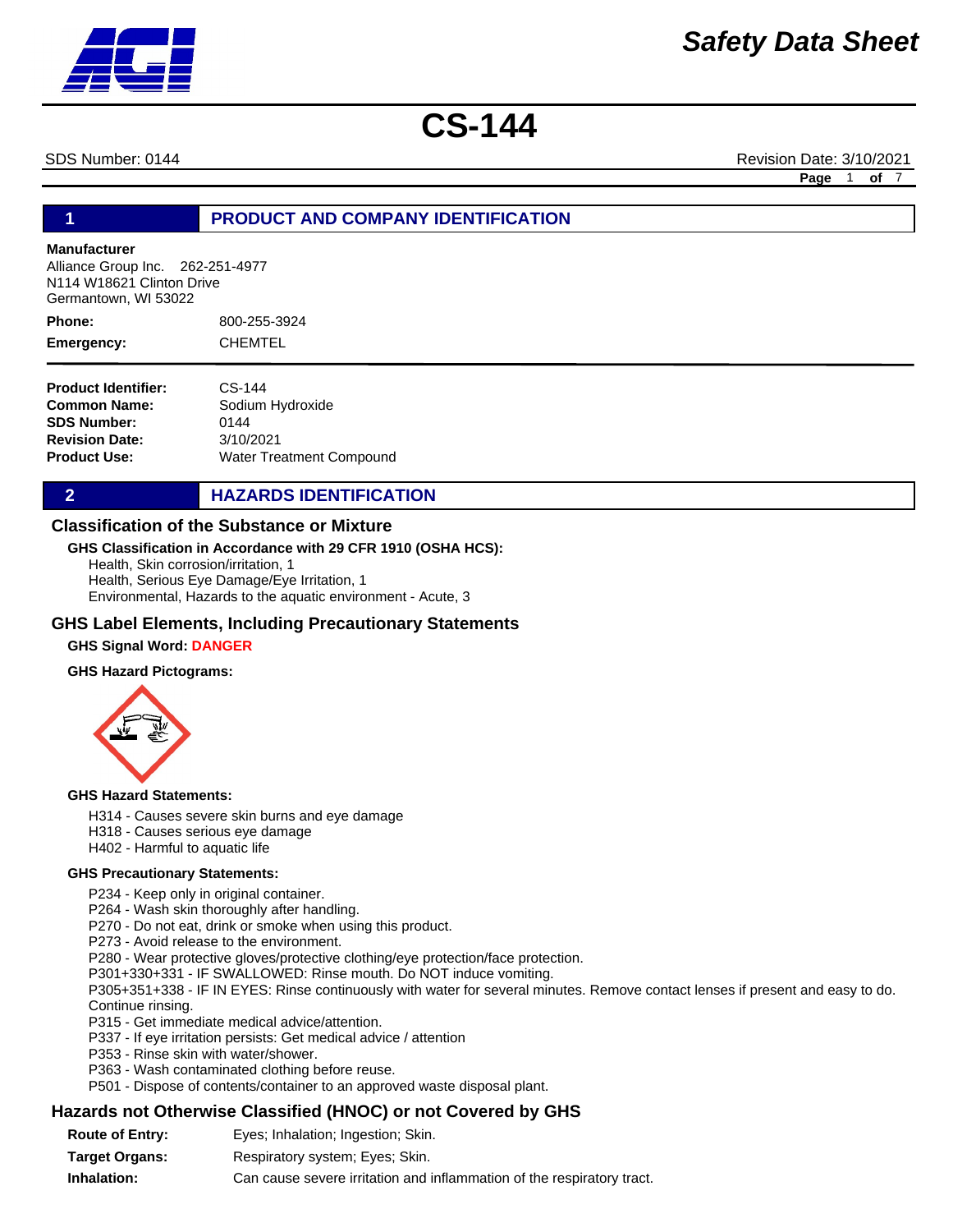# Safety Data Sheet

# CS-144

SDS Number: 0144 Revision Date: 3/10/2021

## 1 PRODUCT AND COMPANY IDENTIFICATION

**Manufacturer**
Alliance Group Inc. 262-251-4977
N114 W18621 Clinton Drive
Germantown, WI 53022

**Phone:** 800-255-3924
**Emergency:** CHEMTEL

**Product Identifier:** CS-144
**Common Name:** Sodium Hydroxide
**SDS Number:** 0144
**Revision Date:** 3/10/2021
**Product Use:** Water Treatment Compound

## 2 HAZARDS IDENTIFICATION

### Classification of the Substance or Mixture

**GHS Classification in Accordance with 29 CFR 1910 (OSHA HCS):**

Health, Skin corrosion/irritation, 1
Health, Serious Eye Damage/Eye Irritation, 1
Environmental, Hazards to the aquatic environment - Acute, 3

### GHS Label Elements, Including Precautionary Statements

**GHS Signal Word: DANGER**

**GHS Hazard Pictograms:**

**GHS Hazard Statements:**

H314 - Causes severe skin burns and eye damage
H318 - Causes serious eye damage
H402 - Harmful to aquatic life

**GHS Precautionary Statements:**

P234 - Keep only in original container.
P264 - Wash skin thoroughly after handling.
P270 - Do not eat, drink or smoke when using this product.
P273 - Avoid release to the environment.
P280 - Wear protective gloves/protective clothing/eye protection/face protection.
P301+330+331 - IF SWALLOWED: Rinse mouth. Do NOT induce vomiting.
P305+351+338 - IF IN EYES: Rinse continuously with water for several minutes. Remove contact lenses if present and easy to do. Continue rinsing.
P315 - Get immediate medical advice/attention.
P337 - If eye irritation persists: Get medical advice / attention
P353 - Rinse skin with water/shower.
P363 - Wash contaminated clothing before reuse.
P501 - Dispose of contents/container to an approved waste disposal plant.

### Hazards not Otherwise Classified (HNOC) or not Covered by GHS

**Route of Entry:** Eyes; Inhalation; Ingestion; Skin.
**Target Organs:** Respiratory system; Eyes; Skin.
**Inhalation:** Can cause severe irritation and inflammation of the respiratory tract.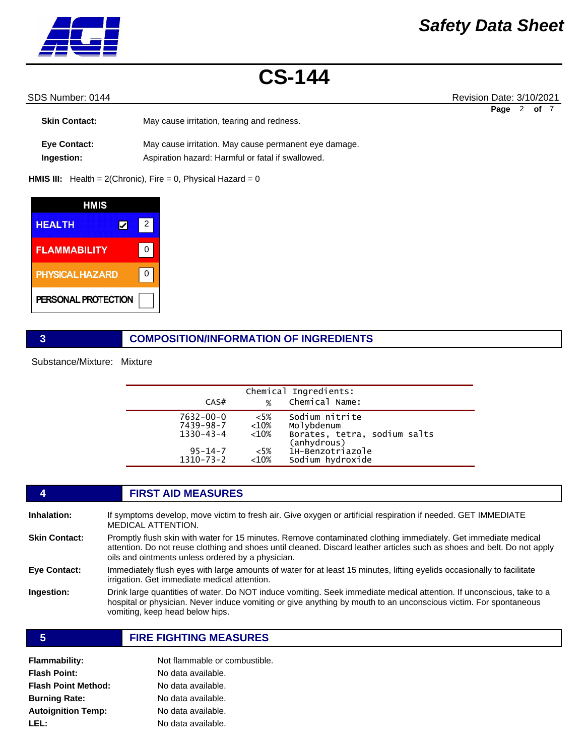**Skin Contact:** May cause irritation, tearing and redness.

**Eye Contact:** May cause irritation. May cause permanent eye damage.

**Ingestion:** Aspiration hazard: Harmful or fatal if swallowed.

**HMIS III:** Health = 2(Chronic), Fire = 0, Physical Hazard = 0

| HMIS | |
|---|---|
| HEALTH ☑ | 2 |
| FLAMMABILITY | 0 |
| PHYSICAL HAZARD | 0 |
| PERSONAL PROTECTION | |

## 3 COMPOSITION/INFORMATION OF INGREDIENTS

Substance/Mixture: Mixture

Chemical Ingredients:

| CAS# | % | Chemical Name: |
|---|---|---|
| 7632-00-0 | <5% | Sodium nitrite |
| 7439-98-7 | <10% | Molybdenum |
| 1330-43-4 | <10% | Borates, tetra, sodium salts (anhydrous) |
| 95-14-7 | <5% | 1H-Benzotriazole |
| 1310-73-2 | <10% | Sodium hydroxide |

## 4 FIRST AID MEASURES

**Inhalation:** If symptoms develop, move victim to fresh air. Give oxygen or artificial respiration if needed. GET IMMEDIATE MEDICAL ATTENTION.

**Skin Contact:** Promptly flush skin with water for 15 minutes. Remove contaminated clothing immediately. Get immediate medical attention. Do not reuse clothing and shoes until cleaned. Discard leather articles such as shoes and belt. Do not apply oils and ointments unless ordered by a physician.

**Eye Contact:** Immediately flush eyes with large amounts of water for at least 15 minutes, lifting eyelids occasionally to facilitate irrigation. Get immediate medical attention.

**Ingestion:** Drink large quantities of water. Do NOT induce vomiting. Seek immediate medical attention. If unconscious, take to a hospital or physician. Never induce vomiting or give anything by mouth to an unconscious victim. For spontaneous vomiting, keep head below hips.

## 5 FIRE FIGHTING MEASURES

**Flammability:** Not flammable or combustible.

**Flash Point:** No data available.

**Flash Point Method:** No data available.

**Burning Rate:** No data available.

**Autoignition Temp:** No data available.

**LEL:** No data available.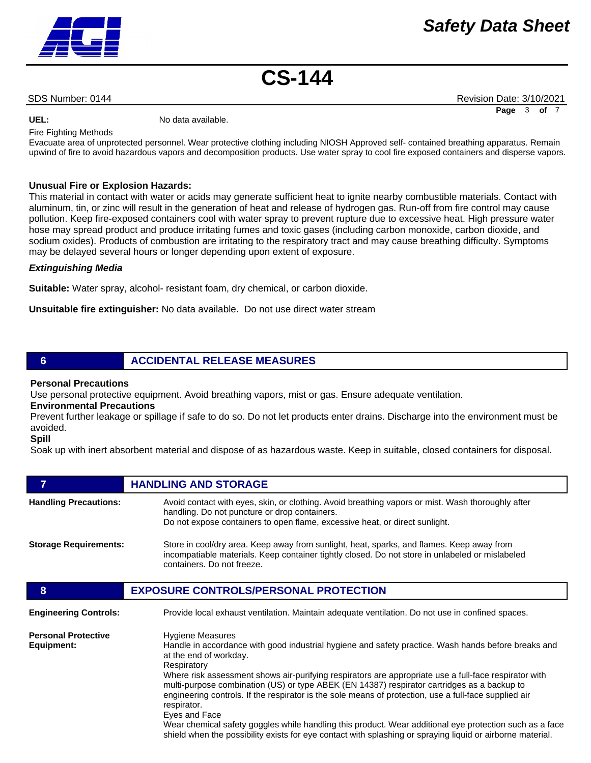**UEL:** No data available.

Fire Fighting Methods

Evacuate area of unprotected personnel. Wear protective clothing including NIOSH Approved self- contained breathing apparatus. Remain upwind of fire to avoid hazardous vapors and decomposition products. Use water spray to cool fire exposed containers and disperse vapors.

**Unusual Fire or Explosion Hazards:**

This material in contact with water or acids may generate sufficient heat to ignite nearby combustible materials. Contact with aluminum, tin, or zinc will result in the generation of heat and release of hydrogen gas. Run-off from fire control may cause pollution. Keep fire-exposed containers cool with water spray to prevent rupture due to excessive heat. High pressure water hose may spread product and produce irritating fumes and toxic gases (including carbon monoxide, carbon dioxide, and sodium oxides). Products of combustion are irritating to the respiratory tract and may cause breathing difficulty. Symptoms may be delayed several hours or longer depending upon extent of exposure.

***Extinguishing Media***

**Suitable:** Water spray, alcohol- resistant foam, dry chemical, or carbon dioxide.

**Unsuitable fire extinguisher:** No data available. Do not use direct water stream

## 6 ACCIDENTAL RELEASE MEASURES

**Personal Precautions**

Use personal protective equipment. Avoid breathing vapors, mist or gas. Ensure adequate ventilation.

**Environmental Precautions**

Prevent further leakage or spillage if safe to do so. Do not let products enter drains. Discharge into the environment must be avoided.

**Spill**

Soak up with inert absorbent material and dispose of as hazardous waste. Keep in suitable, closed containers for disposal.

## 7 HANDLING AND STORAGE

**Handling Precautions:** Avoid contact with eyes, skin, or clothing. Avoid breathing vapors or mist. Wash thoroughly after handling. Do not puncture or drop containers.
Do not expose containers to open flame, excessive heat, or direct sunlight.

**Storage Requirements:** Store in cool/dry area. Keep away from sunlight, heat, sparks, and flames. Keep away from incompatiable materials. Keep container tightly closed. Do not store in unlabeled or mislabeled containers. Do not freeze.

## 8 EXPOSURE CONTROLS/PERSONAL PROTECTION

**Engineering Controls:** Provide local exhaust ventilation. Maintain adequate ventilation. Do not use in confined spaces.

**Personal Protective Equipment:**

Hygiene Measures

Handle in accordance with good industrial hygiene and safety practice. Wash hands before breaks and at the end of workday.

Respiratory

Where risk assessment shows air-purifying respirators are appropriate use a full-face respirator with multi-purpose combination (US) or type ABEK (EN 14387) respirator cartridges as a backup to engineering controls. If the respirator is the sole means of protection, use a full-face supplied air respirator.

Eyes and Face

Wear chemical safety goggles while handling this product. Wear additional eye protection such as a face shield when the possibility exists for eye contact with splashing or spraying liquid or airborne material.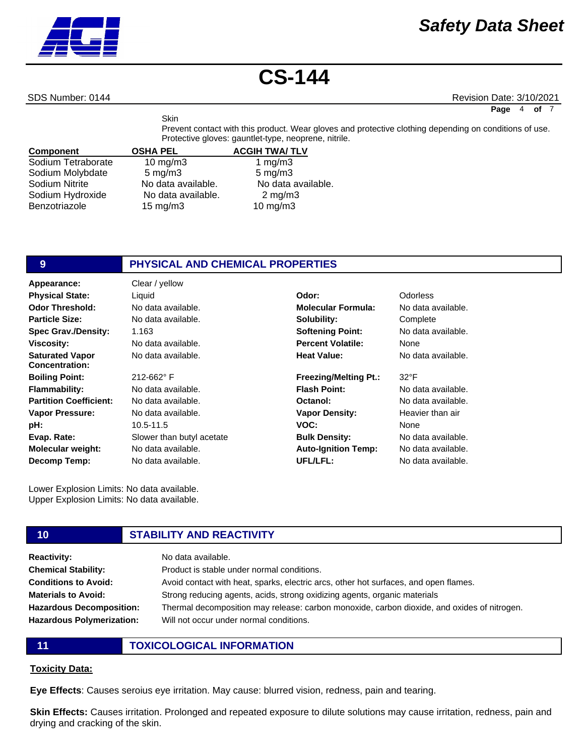Skin

Prevent contact with this product. Wear gloves and protective clothing depending on conditions of use. Protective gloves: gauntlet-type, neoprene, nitrile.

| Component | OSHA PEL | ACGIH TWA/ TLV |
|---|---|---|
| Sodium Tetraborate | 10 mg/m3 | 1 mg/m3 |
| Sodium Molybdate | 5 mg/m3 | 5 mg/m3 |
| Sodium Nitrite | No data available. | No data available. |
| Sodium Hydroxide | No data available. | 2 mg/m3 |
| Benzotriazole | 15 mg/m3 | 10 mg/m3 |

## 9 PHYSICAL AND CHEMICAL PROPERTIES

| Property | Value | Property | Value |
|---|---|---|---|
| **Appearance:** | Clear / yellow | | |
| **Physical State:** | Liquid | **Odor:** | Odorless |
| **Odor Threshold:** | No data available. | **Molecular Formula:** | No data available. |
| **Particle Size:** | No data available. | **Solubility:** | Complete |
| **Spec Grav./Density:** | 1.163 | **Softening Point:** | No data available. |
| **Viscosity:** | No data available. | **Percent Volatile:** | None |
| **Saturated Vapor Concentration:** | No data available. | **Heat Value:** | No data available. |
| **Boiling Point:** | 212-662° F | **Freezing/Melting Pt.:** | 32°F |
| **Flammability:** | No data available. | **Flash Point:** | No data available. |
| **Partition Coefficient:** | No data available. | **Octanol:** | No data available. |
| **Vapor Pressure:** | No data available. | **Vapor Density:** | Heavier than air |
| **pH:** | 10.5-11.5 | **VOC:** | None |
| **Evap. Rate:** | Slower than butyl acetate | **Bulk Density:** | No data available. |
| **Molecular weight:** | No data available. | **Auto-Ignition Temp:** | No data available. |
| **Decomp Temp:** | No data available. | **UFL/LFL:** | No data available. |

Lower Explosion Limits: No data available.
Upper Explosion Limits: No data available.

## 10 STABILITY AND REACTIVITY

**Reactivity:** No data available.

**Chemical Stability:** Product is stable under normal conditions.

**Conditions to Avoid:** Avoid contact with heat, sparks, electric arcs, other hot surfaces, and open flames.

**Materials to Avoid:** Strong reducing agents, acids, strong oxidizing agents, organic materials

**Hazardous Decomposition:** Thermal decomposition may release: carbon monoxide, carbon dioxide, and oxides of nitrogen.

**Hazardous Polymerization:** Will not occur under normal conditions.

## 11 TOXICOLOGICAL INFORMATION

**Toxicity Data:**

**Eye Effects**: Causes seroius eye irritation. May cause: blurred vision, redness, pain and tearing.

**Skin Effects:** Causes irritation. Prolonged and repeated exposure to dilute solutions may cause irritation, redness, pain and drying and cracking of the skin.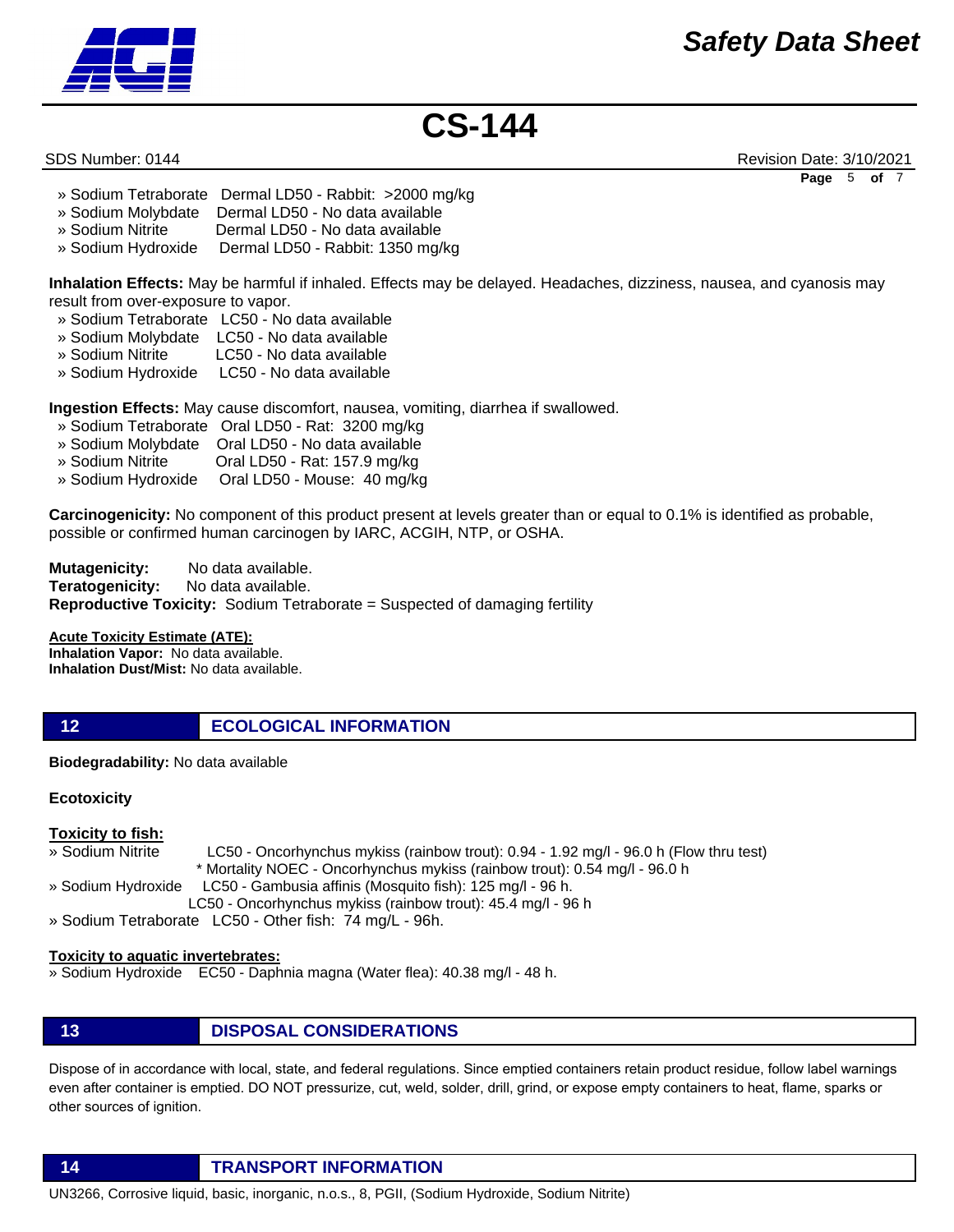» Sodium Tetraborate   Dermal LD50 - Rabbit: >2000 mg/kg
» Sodium Molybdate   Dermal LD50 - No data available
» Sodium Nitrite   Dermal LD50 - No data available
» Sodium Hydroxide   Dermal LD50 - Rabbit: 1350 mg/kg

**Inhalation Effects:** May be harmful if inhaled. Effects may be delayed. Headaches, dizziness, nausea, and cyanosis may result from over-exposure to vapor.

» Sodium Tetraborate   LC50 - No data available
» Sodium Molybdate   LC50 - No data available
» Sodium Nitrite   LC50 - No data available
» Sodium Hydroxide   LC50 - No data available

**Ingestion Effects:** May cause discomfort, nausea, vomiting, diarrhea if swallowed.

» Sodium Tetraborate   Oral LD50 - Rat: 3200 mg/kg
» Sodium Molybdate   Oral LD50 - No data available
» Sodium Nitrite   Oral LD50 - Rat: 157.9 mg/kg
» Sodium Hydroxide   Oral LD50 - Mouse: 40 mg/kg

**Carcinogenicity:** No component of this product present at levels greater than or equal to 0.1% is identified as probable, possible or confirmed human carcinogen by IARC, ACGIH, NTP, or OSHA.

**Mutagenicity:** No data available.
**Teratogenicity:** No data available.
**Reproductive Toxicity:** Sodium Tetraborate = Suspected of damaging fertility

**Acute Toxicity Estimate (ATE):**
**Inhalation Vapor:** No data available.
**Inhalation Dust/Mist:** No data available.

## 12 ECOLOGICAL INFORMATION

**Biodegradability:** No data available

**Ecotoxicity**

**Toxicity to fish:**

» Sodium Nitrite   LC50 - Oncorhynchus mykiss (rainbow trout): 0.94 - 1.92 mg/l - 96.0 h (Flow thru test)
   * Mortality NOEC - Oncorhynchus mykiss (rainbow trout): 0.54 mg/l - 96.0 h
» Sodium Hydroxide   LC50 - Gambusia affinis (Mosquito fish): 125 mg/l - 96 h.
   LC50 - Oncorhynchus mykiss (rainbow trout): 45.4 mg/l - 96 h
» Sodium Tetraborate   LC50 - Other fish: 74 mg/L - 96h.

**Toxicity to aquatic invertebrates:**

» Sodium Hydroxide   EC50 - Daphnia magna (Water flea): 40.38 mg/l - 48 h.

## 13 DISPOSAL CONSIDERATIONS

Dispose of in accordance with local, state, and federal regulations. Since emptied containers retain product residue, follow label warnings even after container is emptied. DO NOT pressurize, cut, weld, solder, drill, grind, or expose empty containers to heat, flame, sparks or other sources of ignition.

## 14 TRANSPORT INFORMATION

UN3266, Corrosive liquid, basic, inorganic, n.o.s., 8, PGII, (Sodium Hydroxide, Sodium Nitrite)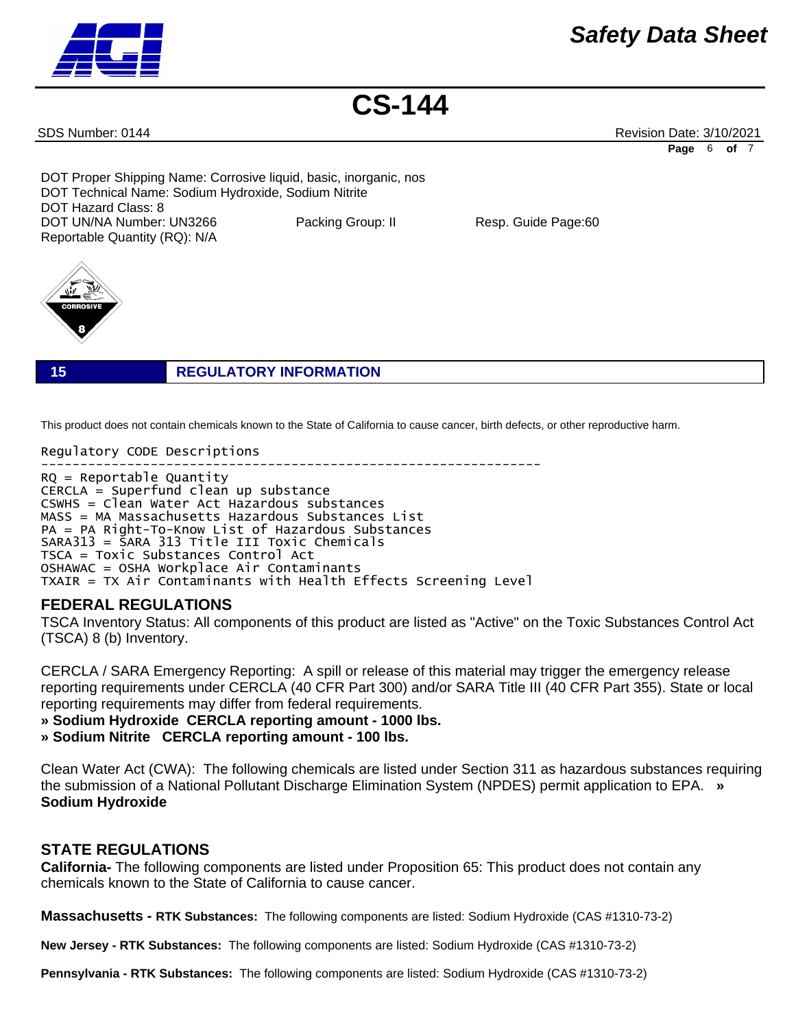DOT Proper Shipping Name: Corrosive liquid, basic, inorganic, nos
DOT Technical Name: Sodium Hydroxide, Sodium Nitrite
DOT Hazard Class: 8
DOT UN/NA Number: UN3266 Packing Group: II Resp. Guide Page:60
Reportable Quantity (RQ): N/A

## 15 REGULATORY INFORMATION

This product does not contain chemicals known to the State of California to cause cancer, birth defects, or other reproductive harm.

```
Regulatory CODE Descriptions
-----------------------------------------------------------------
RQ = Reportable Quantity
CERCLA = Superfund clean up substance
CSWHS = Clean Water Act Hazardous substances
MASS = MA Massachusetts Hazardous Substances List
PA = PA Right-To-Know List of Hazardous Substances
SARA313 = SARA 313 Title III Toxic Chemicals
TSCA = Toxic Substances Control Act
OSHAWAC = OSHA Workplace Air Contaminants
TXAIR = TX Air Contaminants with Health Effects Screening Level
```

### FEDERAL REGULATIONS

TSCA Inventory Status: All components of this product are listed as "Active" on the Toxic Substances Control Act (TSCA) 8 (b) Inventory.

CERCLA / SARA Emergency Reporting: A spill or release of this material may trigger the emergency release reporting requirements under CERCLA (40 CFR Part 300) and/or SARA Title III (40 CFR Part 355). State or local reporting requirements may differ from federal requirements.

**» Sodium Hydroxide CERCLA reporting amount - 1000 lbs.**
**» Sodium Nitrite CERCLA reporting amount - 100 lbs.**

Clean Water Act (CWA): The following chemicals are listed under Section 311 as hazardous substances requiring the submission of a National Pollutant Discharge Elimination System (NPDES) permit application to EPA. **» Sodium Hydroxide**

### STATE REGULATIONS

**California-** The following components are listed under Proposition 65: This product does not contain any chemicals known to the State of California to cause cancer.

**Massachusetts - RTK Substances:** The following components are listed: Sodium Hydroxide (CAS #1310-73-2)

**New Jersey - RTK Substances:** The following components are listed: Sodium Hydroxide (CAS #1310-73-2)

**Pennsylvania - RTK Substances:** The following components are listed: Sodium Hydroxide (CAS #1310-73-2)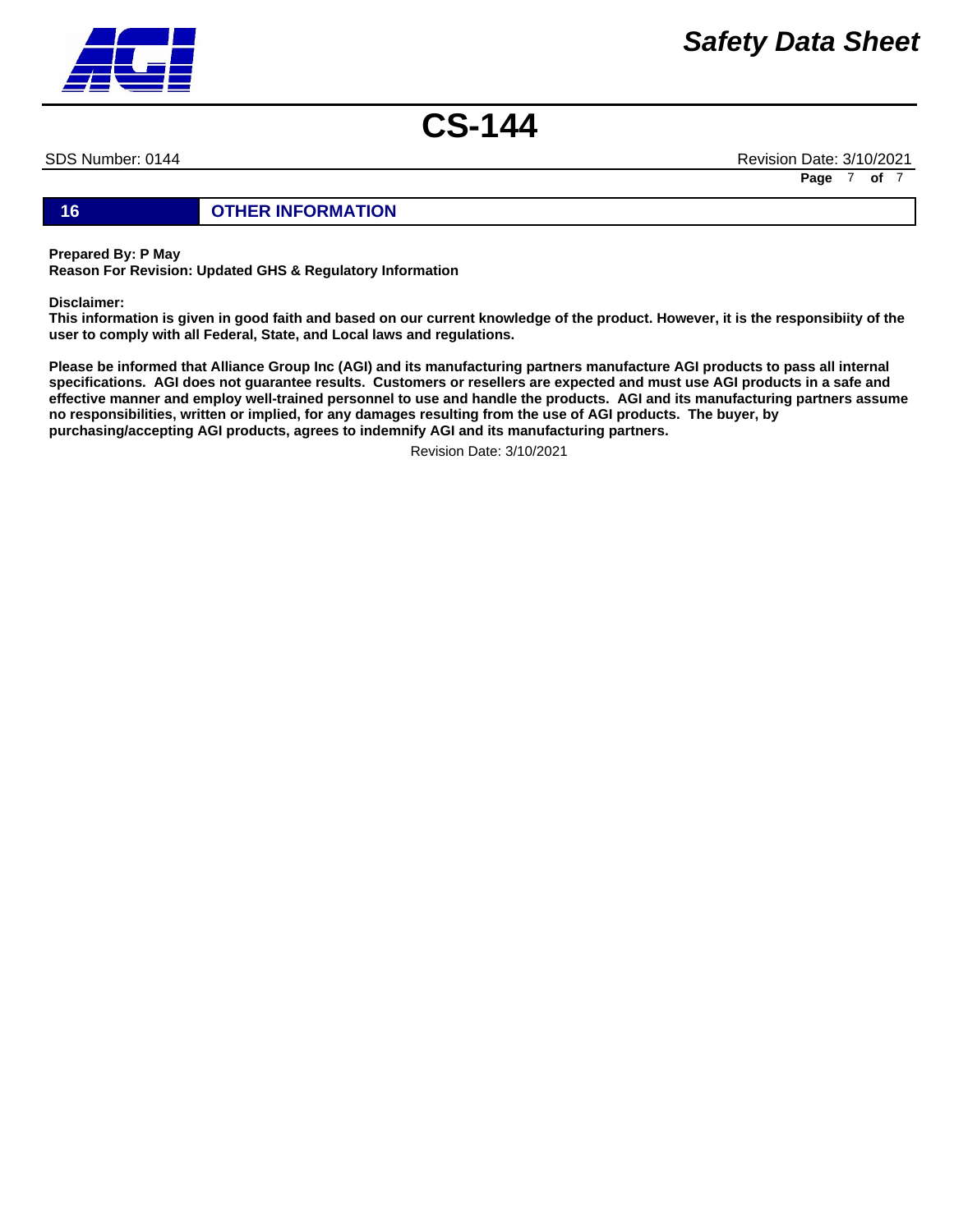## 16 OTHER INFORMATION

**Prepared By: P May**
**Reason For Revision: Updated GHS & Regulatory Information**

**Disclaimer:**
**This information is given in good faith and based on our current knowledge of the product. However, it is the responsibiity of the user to comply with all Federal, State, and Local laws and regulations.**

**Please be informed that Alliance Group Inc (AGI) and its manufacturing partners manufacture AGI products to pass all internal specifications. AGI does not guarantee results. Customers or resellers are expected and must use AGI products in a safe and effective manner and employ well-trained personnel to use and handle the products. AGI and its manufacturing partners assume no responsibilities, written or implied, for any damages resulting from the use of AGI products. The buyer, by purchasing/accepting AGI products, agrees to indemnify AGI and its manufacturing partners.**

Revision Date: 3/10/2021